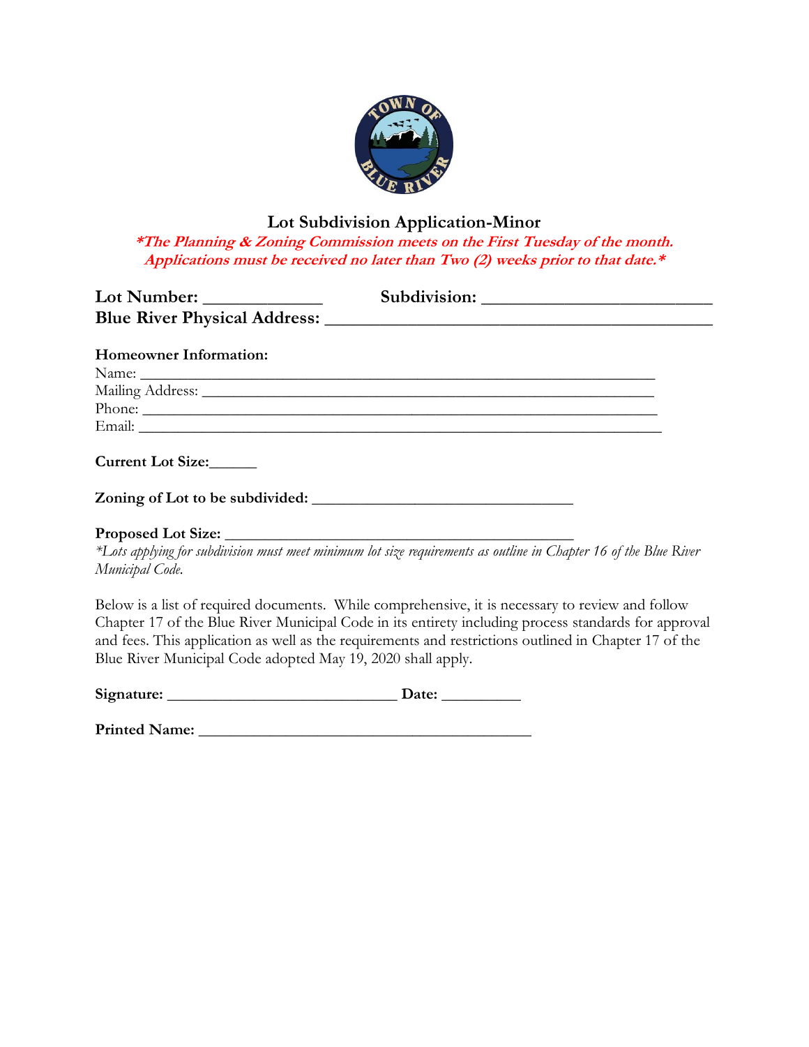# Lot Subdivision Application-Minor

***The Planning & Zoning Commission meets on the First Tuesday of the month. Applications must be received no later than Two (2) weeks prior to that date.***

**Lot Number:** ______________ **Subdivision:** ___________________________

**Blue River Physical Address:** _____________________________________________

**Homeowner Information:**

Name: ____________________________________________________________

Mailing Address: ______________________________________________________

Phone: ____________________________________________________________

Email: _____________________________________________________________

**Current Lot Size:**______

**Zoning of Lot to be subdivided:** _________________________________

**Proposed Lot Size:** _____________________________________________

*\*Lots applying for subdivision must meet minimum lot size requirements as outline in Chapter 16 of the Blue River Municipal Code.*

Below is a list of required documents. While comprehensive, it is necessary to review and follow Chapter 17 of the Blue River Municipal Code in its entirety including process standards for approval and fees. This application as well as the requirements and restrictions outlined in Chapter 17 of the Blue River Municipal Code adopted May 19, 2020 shall apply.

**Signature:** _____________________________ **Date:** __________

**Printed Name:** ___________________________________________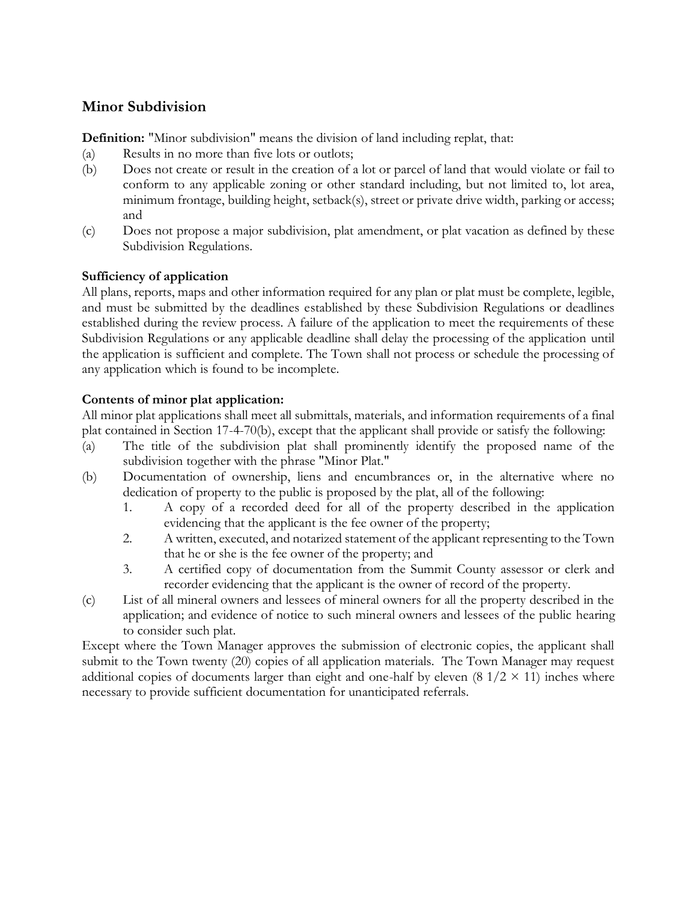## Minor Subdivision

**Definition:** "Minor subdivision" means the division of land including replat, that:

(a) Results in no more than five lots or outlots;

(b) Does not create or result in the creation of a lot or parcel of land that would violate or fail to conform to any applicable zoning or other standard including, but not limited to, lot area, minimum frontage, building height, setback(s), street or private drive width, parking or access; and

(c) Does not propose a major subdivision, plat amendment, or plat vacation as defined by these Subdivision Regulations.

**Sufficiency of application**

All plans, reports, maps and other information required for any plan or plat must be complete, legible, and must be submitted by the deadlines established by these Subdivision Regulations or deadlines established during the review process. A failure of the application to meet the requirements of these Subdivision Regulations or any applicable deadline shall delay the processing of the application until the application is sufficient and complete. The Town shall not process or schedule the processing of any application which is found to be incomplete.

**Contents of minor plat application:**

All minor plat applications shall meet all submittals, materials, and information requirements of a final plat contained in Section 17-4-70(b), except that the applicant shall provide or satisfy the following:

(a) The title of the subdivision plat shall prominently identify the proposed name of the subdivision together with the phrase "Minor Plat."

(b) Documentation of ownership, liens and encumbrances or, in the alternative where no dedication of property to the public is proposed by the plat, all of the following:

1. A copy of a recorded deed for all of the property described in the application evidencing that the applicant is the fee owner of the property;
2. A written, executed, and notarized statement of the applicant representing to the Town that he or she is the fee owner of the property; and
3. A certified copy of documentation from the Summit County assessor or clerk and recorder evidencing that the applicant is the owner of record of the property.

(c) List of all mineral owners and lessees of mineral owners for all the property described in the application; and evidence of notice to such mineral owners and lessees of the public hearing to consider such plat.

Except where the Town Manager approves the submission of electronic copies, the applicant shall submit to the Town twenty (20) copies of all application materials. The Town Manager may request additional copies of documents larger than eight and one-half by eleven (8 1/2 × 11) inches where necessary to provide sufficient documentation for unanticipated referrals.